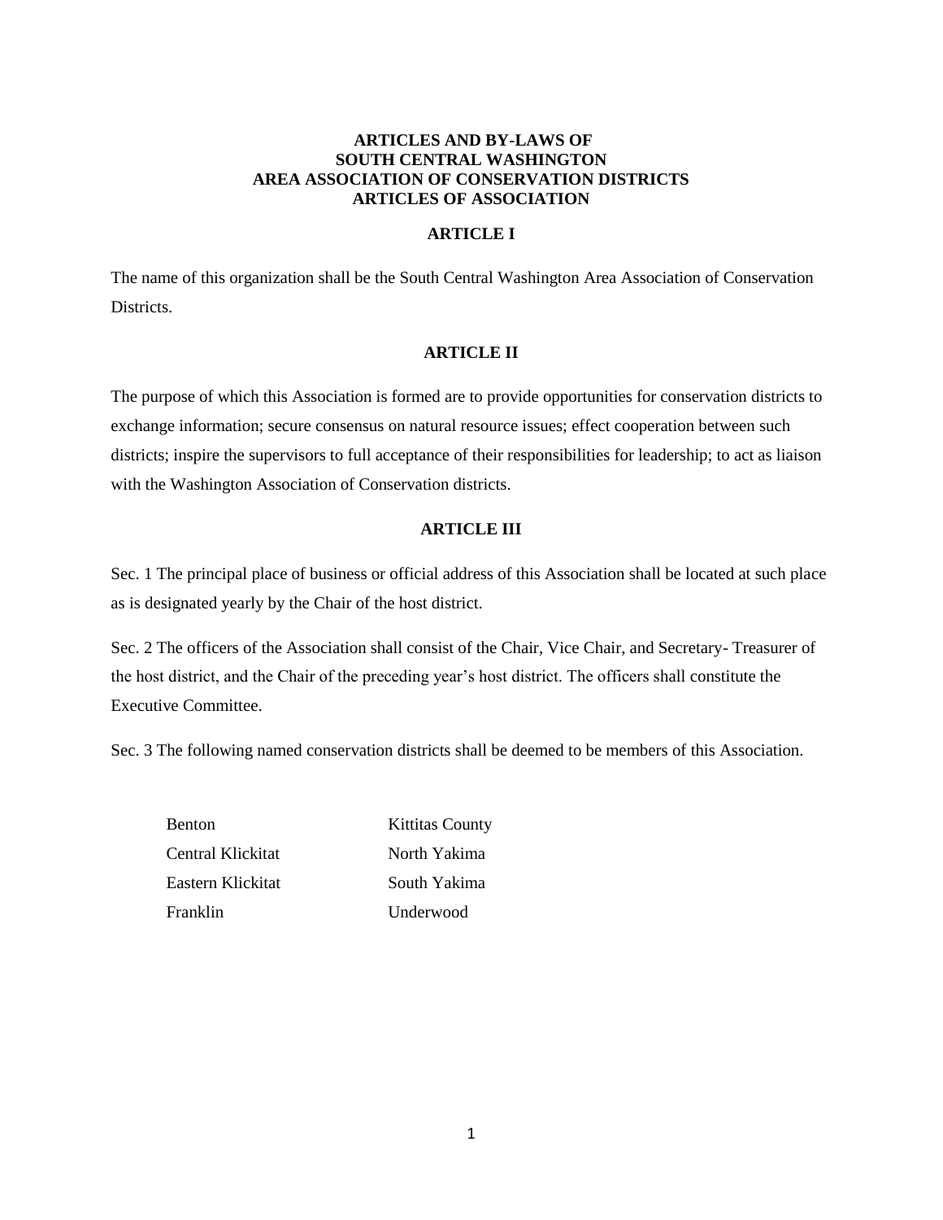# ARTICLES AND BY-LAWS OF SOUTH CENTRAL WASHINGTON AREA ASSOCIATION OF CONSERVATION DISTRICTS ARTICLES OF ASSOCIATION

## ARTICLE I

The name of this organization shall be the South Central Washington Area Association of Conservation Districts.

## ARTICLE II

The purpose of which this Association is formed are to provide opportunities for conservation districts to exchange information; secure consensus on natural resource issues; effect cooperation between such districts; inspire the supervisors to full acceptance of their responsibilities for leadership; to act as liaison with the Washington Association of Conservation districts.

## ARTICLE III

Sec. 1 The principal place of business or official address of this Association shall be located at such place as is designated yearly by the Chair of the host district.

Sec. 2 The officers of the Association shall consist of the Chair, Vice Chair, and Secretary- Treasurer of the host district, and the Chair of the preceding year's host district. The officers shall constitute the Executive Committee.

Sec. 3 The following named conservation districts shall be deemed to be members of this Association.

| | |
|---|---|
| Benton | Kittitas County |
| Central Klickitat | North Yakima |
| Eastern Klickitat | South Yakima |
| Franklin | Underwood |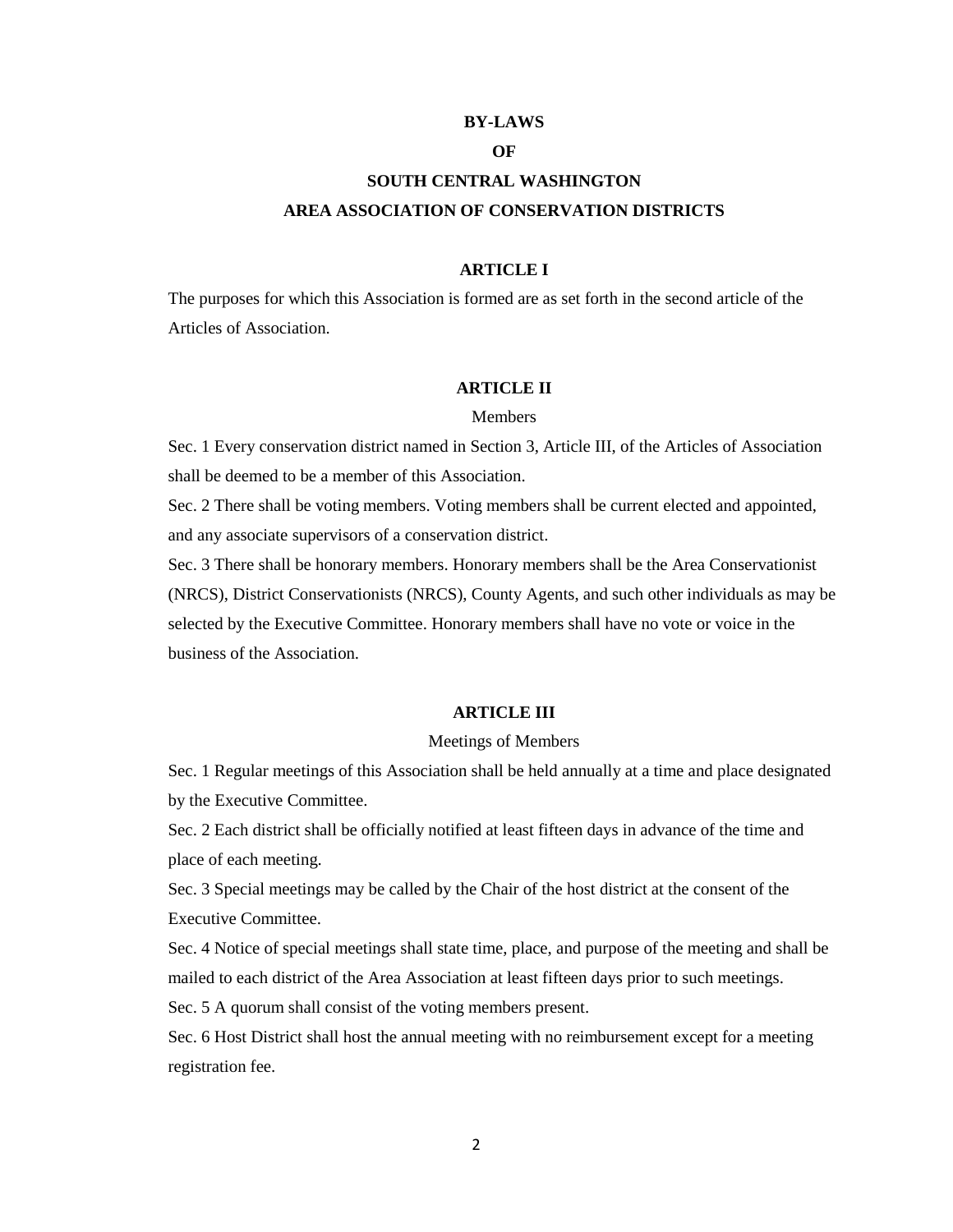# BY-LAWS

# OF

# SOUTH CENTRAL WASHINGTON

# AREA ASSOCIATION OF CONSERVATION DISTRICTS

## ARTICLE I

The purposes for which this Association is formed are as set forth in the second article of the Articles of Association.

## ARTICLE II

Members

Sec. 1 Every conservation district named in Section 3, Article III, of the Articles of Association shall be deemed to be a member of this Association.

Sec. 2 There shall be voting members. Voting members shall be current elected and appointed, and any associate supervisors of a conservation district.

Sec. 3 There shall be honorary members. Honorary members shall be the Area Conservationist (NRCS), District Conservationists (NRCS), County Agents, and such other individuals as may be selected by the Executive Committee. Honorary members shall have no vote or voice in the business of the Association.

## ARTICLE III

Meetings of Members

Sec. 1 Regular meetings of this Association shall be held annually at a time and place designated by the Executive Committee.

Sec. 2 Each district shall be officially notified at least fifteen days in advance of the time and place of each meeting.

Sec. 3 Special meetings may be called by the Chair of the host district at the consent of the Executive Committee.

Sec. 4 Notice of special meetings shall state time, place, and purpose of the meeting and shall be mailed to each district of the Area Association at least fifteen days prior to such meetings.

Sec. 5 A quorum shall consist of the voting members present.

Sec. 6 Host District shall host the annual meeting with no reimbursement except for a meeting registration fee.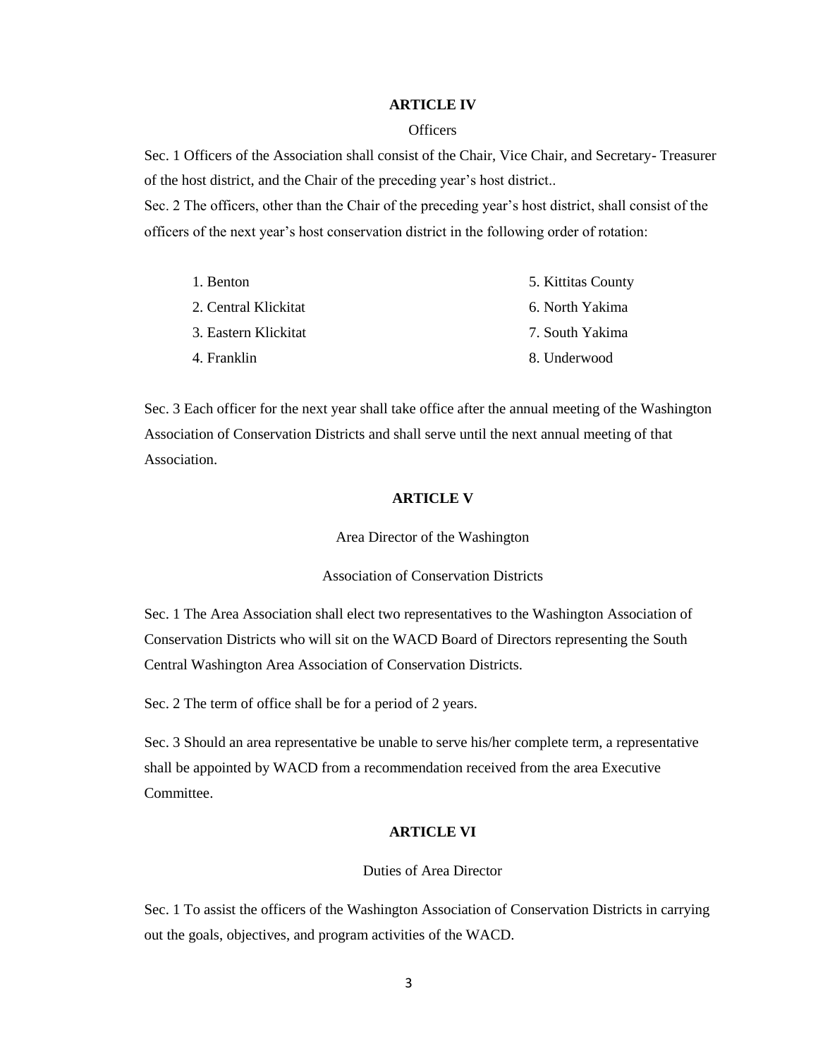## ARTICLE IV

Officers

Sec. 1 Officers of the Association shall consist of the Chair, Vice Chair, and Secretary- Treasurer of the host district, and the Chair of the preceding year's host district..

Sec. 2 The officers, other than the Chair of the preceding year's host district, shall consist of the officers of the next year's host conservation district in the following order of rotation:

1. Benton
2. Central Klickitat
3. Eastern Klickitat
4. Franklin
5. Kittitas County
6. North Yakima
7. South Yakima
8. Underwood

Sec. 3 Each officer for the next year shall take office after the annual meeting of the Washington Association of Conservation Districts and shall serve until the next annual meeting of that Association.

## ARTICLE V

Area Director of the Washington

Association of Conservation Districts

Sec. 1 The Area Association shall elect two representatives to the Washington Association of Conservation Districts who will sit on the WACD Board of Directors representing the South Central Washington Area Association of Conservation Districts.

Sec. 2 The term of office shall be for a period of 2 years.

Sec. 3 Should an area representative be unable to serve his/her complete term, a representative shall be appointed by WACD from a recommendation received from the area Executive Committee.

## ARTICLE VI

Duties of Area Director

Sec. 1 To assist the officers of the Washington Association of Conservation Districts in carrying out the goals, objectives, and program activities of the WACD.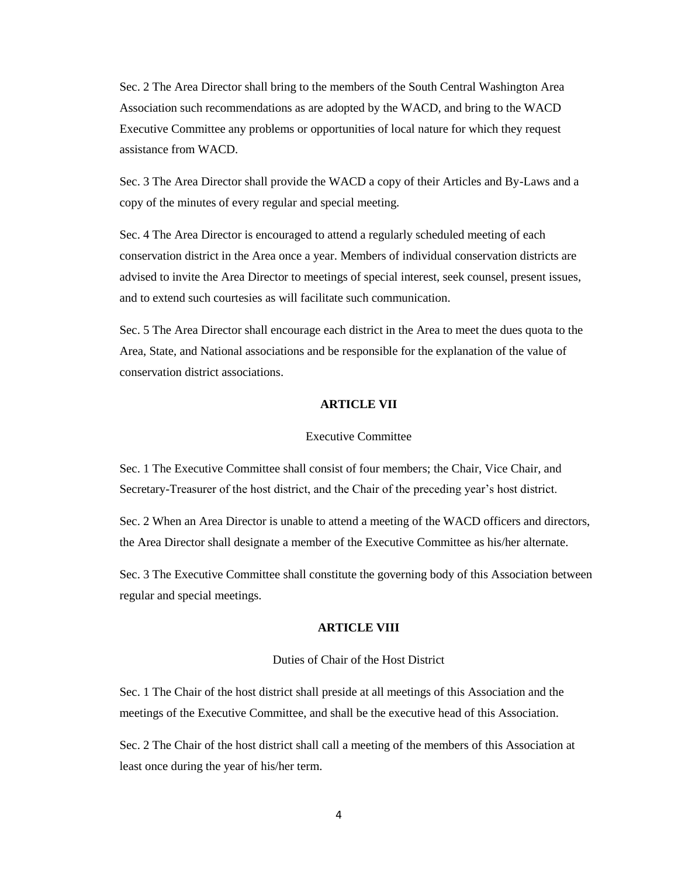Sec. 2 The Area Director shall bring to the members of the South Central Washington Area Association such recommendations as are adopted by the WACD, and bring to the WACD Executive Committee any problems or opportunities of local nature for which they request assistance from WACD.

Sec. 3 The Area Director shall provide the WACD a copy of their Articles and By-Laws and a copy of the minutes of every regular and special meeting.

Sec. 4 The Area Director is encouraged to attend a regularly scheduled meeting of each conservation district in the Area once a year. Members of individual conservation districts are advised to invite the Area Director to meetings of special interest, seek counsel, present issues, and to extend such courtesies as will facilitate such communication.

Sec. 5 The Area Director shall encourage each district in the Area to meet the dues quota to the Area, State, and National associations and be responsible for the explanation of the value of conservation district associations.

## ARTICLE VII

Executive Committee

Sec. 1 The Executive Committee shall consist of four members; the Chair, Vice Chair, and Secretary-Treasurer of the host district, and the Chair of the preceding year's host district.

Sec. 2 When an Area Director is unable to attend a meeting of the WACD officers and directors, the Area Director shall designate a member of the Executive Committee as his/her alternate.

Sec. 3 The Executive Committee shall constitute the governing body of this Association between regular and special meetings.

## ARTICLE VIII

Duties of Chair of the Host District

Sec. 1 The Chair of the host district shall preside at all meetings of this Association and the meetings of the Executive Committee, and shall be the executive head of this Association.

Sec. 2 The Chair of the host district shall call a meeting of the members of this Association at least once during the year of his/her term.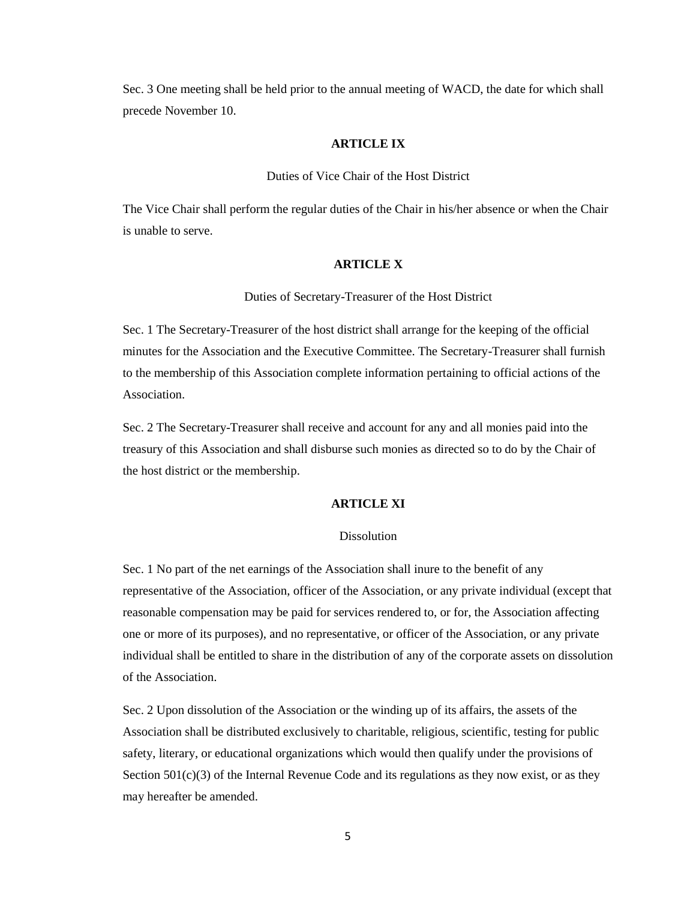Sec. 3 One meeting shall be held prior to the annual meeting of WACD, the date for which shall precede November 10.

## ARTICLE IX

Duties of Vice Chair of the Host District

The Vice Chair shall perform the regular duties of the Chair in his/her absence or when the Chair is unable to serve.

## ARTICLE X

Duties of Secretary-Treasurer of the Host District

Sec. 1 The Secretary-Treasurer of the host district shall arrange for the keeping of the official minutes for the Association and the Executive Committee. The Secretary-Treasurer shall furnish to the membership of this Association complete information pertaining to official actions of the Association.

Sec. 2 The Secretary-Treasurer shall receive and account for any and all monies paid into the treasury of this Association and shall disburse such monies as directed so to do by the Chair of the host district or the membership.

## ARTICLE XI

Dissolution

Sec. 1 No part of the net earnings of the Association shall inure to the benefit of any representative of the Association, officer of the Association, or any private individual (except that reasonable compensation may be paid for services rendered to, or for, the Association affecting one or more of its purposes), and no representative, or officer of the Association, or any private individual shall be entitled to share in the distribution of any of the corporate assets on dissolution of the Association.

Sec. 2 Upon dissolution of the Association or the winding up of its affairs, the assets of the Association shall be distributed exclusively to charitable, religious, scientific, testing for public safety, literary, or educational organizations which would then qualify under the provisions of Section 501(c)(3) of the Internal Revenue Code and its regulations as they now exist, or as they may hereafter be amended.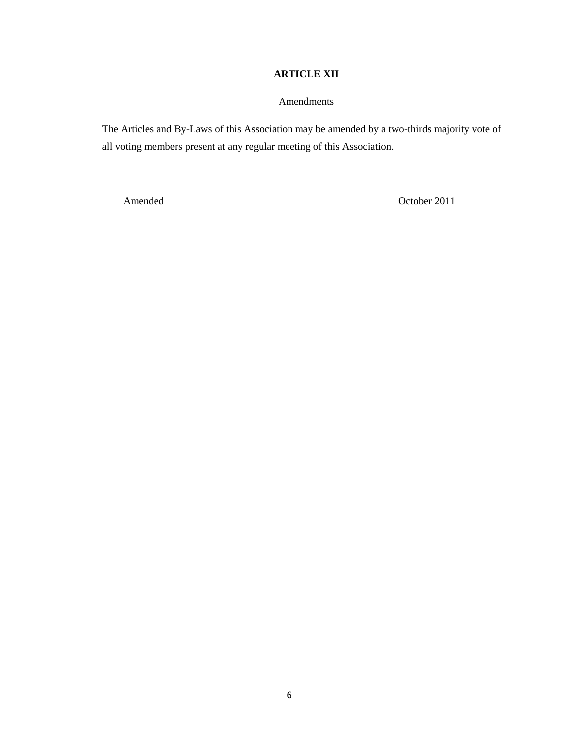## ARTICLE XII

Amendments

The Articles and By-Laws of this Association may be amended by a two-thirds majority vote of all voting members present at any regular meeting of this Association.

Amended October 2011